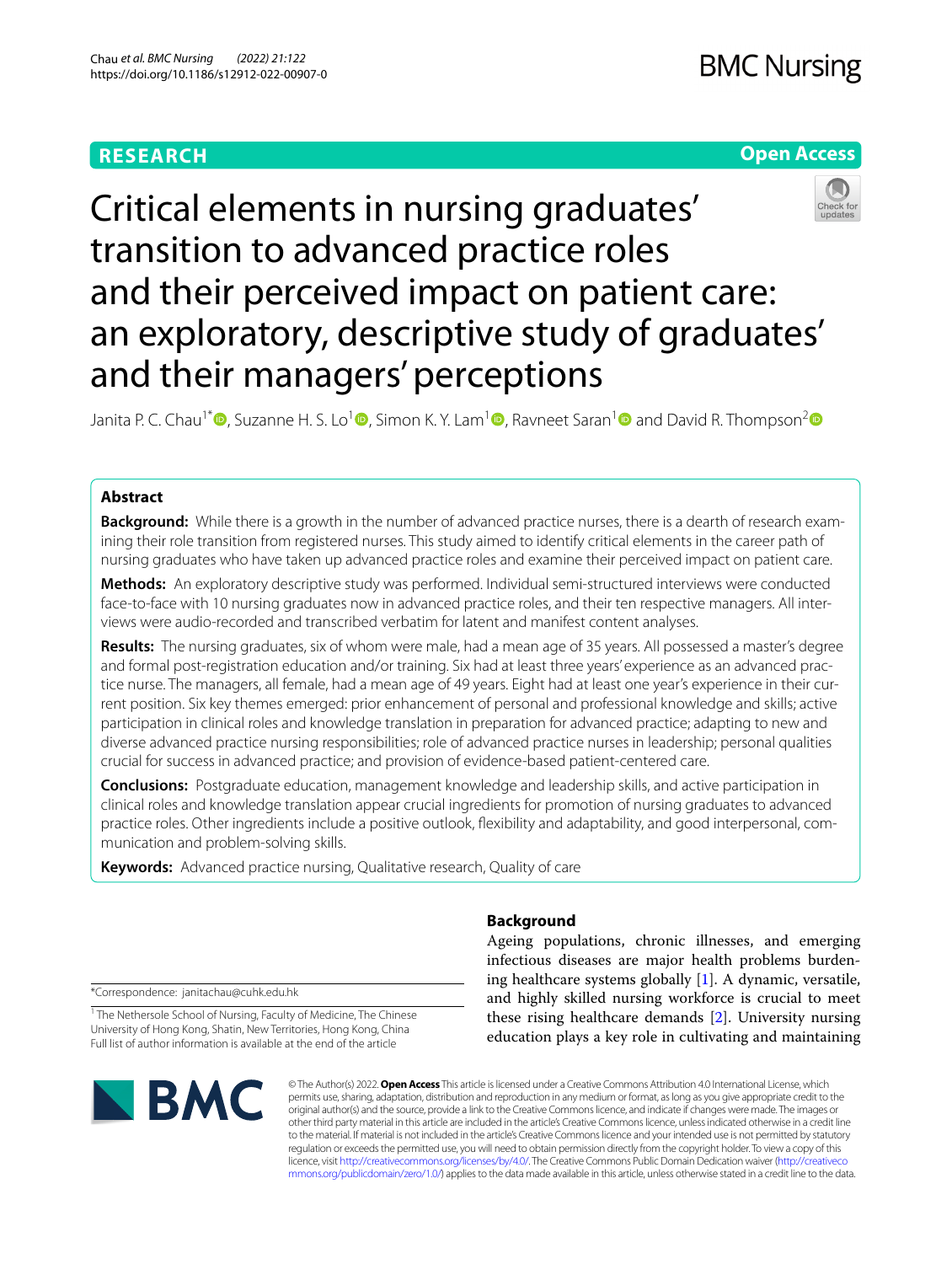RESEARCH

Open Access

# Critical elements in nursing graduates' transition to advanced practice roles and their perceived impact on patient care: an exploratory, descriptive study of graduates' and their managers' perceptions

Janita P. C. Chau[1*], Suzanne H. S. Lo[1], Simon K. Y. Lam[1], Ravneet Saran[1] and David R. Thompson[2]

## Abstract

**Background:** While there is a growth in the number of advanced practice nurses, there is a dearth of research examining their role transition from registered nurses. This study aimed to identify critical elements in the career path of nursing graduates who have taken up advanced practice roles and examine their perceived impact on patient care.

**Methods:** An exploratory descriptive study was performed. Individual semi-structured interviews were conducted face-to-face with 10 nursing graduates now in advanced practice roles, and their ten respective managers. All interviews were audio-recorded and transcribed verbatim for latent and manifest content analyses.

**Results:** The nursing graduates, six of whom were male, had a mean age of 35 years. All possessed a master's degree and formal post-registration education and/or training. Six had at least three years' experience as an advanced practice nurse. The managers, all female, had a mean age of 49 years. Eight had at least one year's experience in their current position. Six key themes emerged: prior enhancement of personal and professional knowledge and skills; active participation in clinical roles and knowledge translation in preparation for advanced practice; adapting to new and diverse advanced practice nursing responsibilities; role of advanced practice nurses in leadership; personal qualities crucial for success in advanced practice; and provision of evidence-based patient-centered care.

**Conclusions:** Postgraduate education, management knowledge and leadership skills, and active participation in clinical roles and knowledge translation appear crucial ingredients for promotion of nursing graduates to advanced practice roles. Other ingredients include a positive outlook, flexibility and adaptability, and good interpersonal, communication and problem-solving skills.

**Keywords:** Advanced practice nursing, Qualitative research, Quality of care

## Background

Ageing populations, chronic illnesses, and emerging infectious diseases are major health problems burdening healthcare systems globally [1]. A dynamic, versatile, and highly skilled nursing workforce is crucial to meet these rising healthcare demands [2]. University nursing education plays a key role in cultivating and maintaining

*Correspondence: janitachau@cuhk.edu.hk

[1] The Nethersole School of Nursing, Faculty of Medicine, The Chinese University of Hong Kong, Shatin, New Territories, Hong Kong, China
Full list of author information is available at the end of the article

© The Author(s) 2022. **Open Access** This article is licensed under a Creative Commons Attribution 4.0 International License, which permits use, sharing, adaptation, distribution and reproduction in any medium or format, as long as you give appropriate credit to the original author(s) and the source, provide a link to the Creative Commons licence, and indicate if changes were made. The images or other third party material in this article are included in the article's Creative Commons licence, unless indicated otherwise in a credit line to the material. If material is not included in the article's Creative Commons licence and your intended use is not permitted by statutory regulation or exceeds the permitted use, you will need to obtain permission directly from the copyright holder. To view a copy of this licence, visit http://creativecommons.org/licenses/by/4.0/. The Creative Commons Public Domain Dedication waiver (http://creativecommons.org/publicdomain/zero/1.0/) applies to the data made available in this article, unless otherwise stated in a credit line to the data.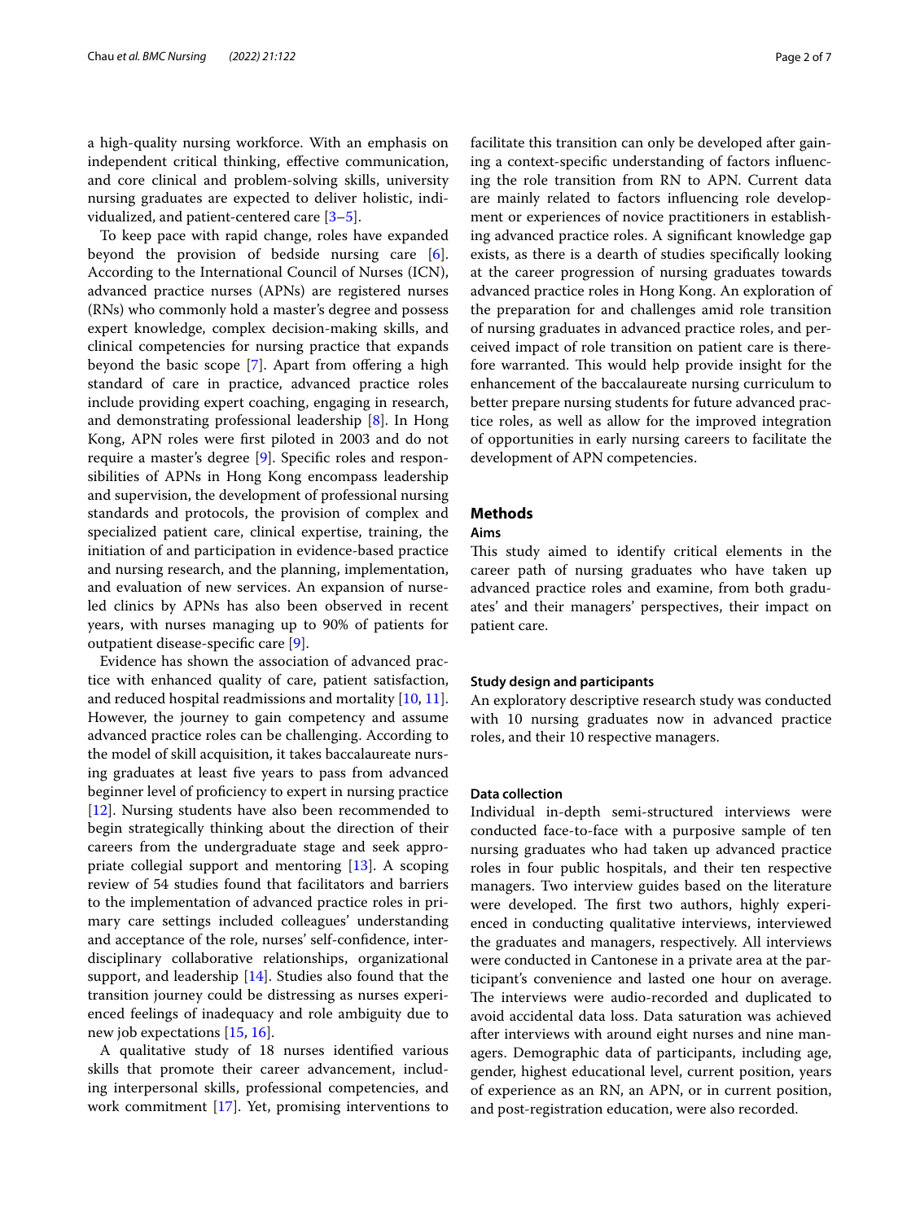a high-quality nursing workforce. With an emphasis on independent critical thinking, effective communication, and core clinical and problem-solving skills, university nursing graduates are expected to deliver holistic, individualized, and patient-centered care [3–5].

To keep pace with rapid change, roles have expanded beyond the provision of bedside nursing care [6]. According to the International Council of Nurses (ICN), advanced practice nurses (APNs) are registered nurses (RNs) who commonly hold a master's degree and possess expert knowledge, complex decision-making skills, and clinical competencies for nursing practice that expands beyond the basic scope [7]. Apart from offering a high standard of care in practice, advanced practice roles include providing expert coaching, engaging in research, and demonstrating professional leadership [8]. In Hong Kong, APN roles were first piloted in 2003 and do not require a master's degree [9]. Specific roles and responsibilities of APNs in Hong Kong encompass leadership and supervision, the development of professional nursing standards and protocols, the provision of complex and specialized patient care, clinical expertise, training, the initiation of and participation in evidence-based practice and nursing research, and the planning, implementation, and evaluation of new services. An expansion of nurse-led clinics by APNs has also been observed in recent years, with nurses managing up to 90% of patients for outpatient disease-specific care [9].

Evidence has shown the association of advanced practice with enhanced quality of care, patient satisfaction, and reduced hospital readmissions and mortality [10, 11]. However, the journey to gain competency and assume advanced practice roles can be challenging. According to the model of skill acquisition, it takes baccalaureate nursing graduates at least five years to pass from advanced beginner level of proficiency to expert in nursing practice [12]. Nursing students have also been recommended to begin strategically thinking about the direction of their careers from the undergraduate stage and seek appropriate collegial support and mentoring [13]. A scoping review of 54 studies found that facilitators and barriers to the implementation of advanced practice roles in primary care settings included colleagues' understanding and acceptance of the role, nurses' self-confidence, interdisciplinary collaborative relationships, organizational support, and leadership [14]. Studies also found that the transition journey could be distressing as nurses experienced feelings of inadequacy and role ambiguity due to new job expectations [15, 16].

A qualitative study of 18 nurses identified various skills that promote their career advancement, including interpersonal skills, professional competencies, and work commitment [17]. Yet, promising interventions to facilitate this transition can only be developed after gaining a context-specific understanding of factors influencing the role transition from RN to APN. Current data are mainly related to factors influencing role development or experiences of novice practitioners in establishing advanced practice roles. A significant knowledge gap exists, as there is a dearth of studies specifically looking at the career progression of nursing graduates towards advanced practice roles in Hong Kong. An exploration of the preparation for and challenges amid role transition of nursing graduates in advanced practice roles, and perceived impact of role transition on patient care is therefore warranted. This would help provide insight for the enhancement of the baccalaureate nursing curriculum to better prepare nursing students for future advanced practice roles, as well as allow for the improved integration of opportunities in early nursing careers to facilitate the development of APN competencies.

## Methods

### Aims

This study aimed to identify critical elements in the career path of nursing graduates who have taken up advanced practice roles and examine, from both graduates' and their managers' perspectives, their impact on patient care.

### Study design and participants

An exploratory descriptive research study was conducted with 10 nursing graduates now in advanced practice roles, and their 10 respective managers.

### Data collection

Individual in-depth semi-structured interviews were conducted face-to-face with a purposive sample of ten nursing graduates who had taken up advanced practice roles in four public hospitals, and their ten respective managers. Two interview guides based on the literature were developed. The first two authors, highly experienced in conducting qualitative interviews, interviewed the graduates and managers, respectively. All interviews were conducted in Cantonese in a private area at the participant's convenience and lasted one hour on average. The interviews were audio-recorded and duplicated to avoid accidental data loss. Data saturation was achieved after interviews with around eight nurses and nine managers. Demographic data of participants, including age, gender, highest educational level, current position, years of experience as an RN, an APN, or in current position, and post-registration education, were also recorded.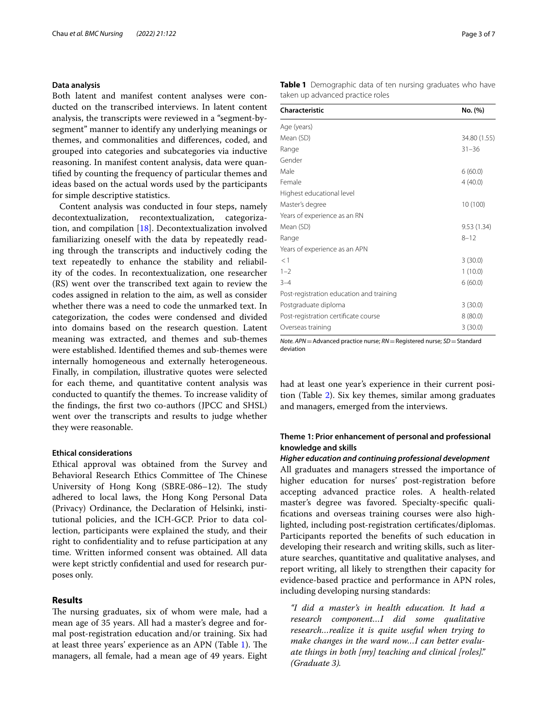### Data analysis

Both latent and manifest content analyses were conducted on the transcribed interviews. In latent content analysis, the transcripts were reviewed in a "segment-by-segment" manner to identify any underlying meanings or themes, and commonalities and differences, coded, and grouped into categories and subcategories via inductive reasoning. In manifest content analysis, data were quantified by counting the frequency of particular themes and ideas based on the actual words used by the participants for simple descriptive statistics.

Content analysis was conducted in four steps, namely decontextualization, recontextualization, categorization, and compilation [18]. Decontextualization involved familiarizing oneself with the data by repeatedly reading through the transcripts and inductively coding the text repeatedly to enhance the stability and reliability of the codes. In recontextualization, one researcher (RS) went over the transcribed text again to review the codes assigned in relation to the aim, as well as consider whether there was a need to code the unmarked text. In categorization, the codes were condensed and divided into domains based on the research question. Latent meaning was extracted, and themes and sub-themes were established. Identified themes and sub-themes were internally homogeneous and externally heterogeneous. Finally, in compilation, illustrative quotes were selected for each theme, and quantitative content analysis was conducted to quantify the themes. To increase validity of the findings, the first two co-authors (JPCC and SHSL) went over the transcripts and results to judge whether they were reasonable.

### Ethical considerations

Ethical approval was obtained from the Survey and Behavioral Research Ethics Committee of The Chinese University of Hong Kong (SBRE-086–12). The study adhered to local laws, the Hong Kong Personal Data (Privacy) Ordinance, the Declaration of Helsinki, institutional policies, and the ICH-GCP. Prior to data collection, participants were explained the study, and their right to confidentiality and to refuse participation at any time. Written informed consent was obtained. All data were kept strictly confidential and used for research purposes only.

## Results

The nursing graduates, six of whom were male, had a mean age of 35 years. All had a master's degree and formal post-registration education and/or training. Six had at least three years' experience as an APN (Table 1). The managers, all female, had a mean age of 49 years. Eight had at least one year's experience in their current position (Table 2). Six key themes, similar among graduates and managers, emerged from the interviews.

**Table 1** Demographic data of ten nursing graduates who have taken up advanced practice roles

| Characteristic | No. (%) |
|---|---|
| Age (years) | |
| Mean (SD) | 34.80 (1.55) |
| Range | 31–36 |
| Gender | |
| Male | 6 (60.0) |
| Female | 4 (40.0) |
| Highest educational level | |
| Master's degree | 10 (100) |
| Years of experience as an RN | |
| Mean (SD) | 9.53 (1.34) |
| Range | 8–12 |
| Years of experience as an APN | |
| <1 | 3 (30.0) |
| 1–2 | 1 (10.0) |
| 3–4 | 6 (60.0) |
| Post-registration education and training | |
| Postgraduate diploma | 3 (30.0) |
| Post-registration certificate course | 8 (80.0) |
| Overseas training | 3 (30.0) |

*Note. APN* = Advanced practice nurse; *RN* = Registered nurse; *SD* = Standard deviation

### Theme 1: Prior enhancement of personal and professional knowledge and skills

#### *Higher education and continuing professional development*

All graduates and managers stressed the importance of higher education for nurses' post-registration before accepting advanced practice roles. A health-related master's degree was favored. Specialty-specific qualifications and overseas training courses were also highlighted, including post-registration certificates/diplomas. Participants reported the benefits of such education in developing their research and writing skills, such as literature searches, quantitative and qualitative analyses, and report writing, all likely to strengthen their capacity for evidence-based practice and performance in APN roles, including developing nursing standards:

> *"I did a master's in health education. It had a research component…I did some qualitative research…realize it is quite useful when trying to make changes in the ward now…I can better evaluate things in both [my] teaching and clinical [roles]." (Graduate 3).*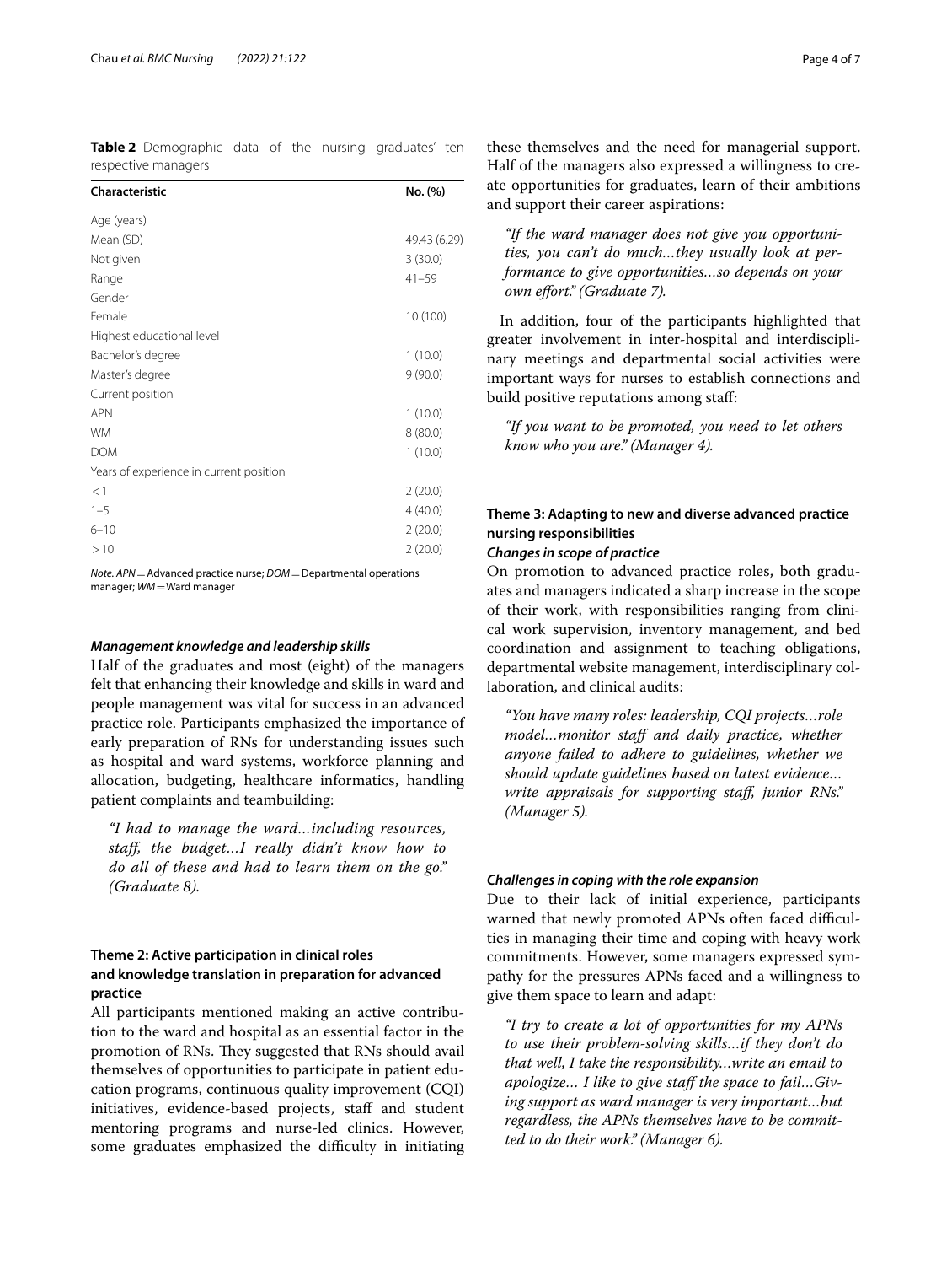**Table 2** Demographic data of the nursing graduates' ten respective managers

| Characteristic | No. (%) |
|---|---|
| Age (years) | |
| Mean (SD) | 49.43 (6.29) |
| Not given | 3 (30.0) |
| Range | 41–59 |
| Gender | |
| Female | 10 (100) |
| Highest educational level | |
| Bachelor's degree | 1 (10.0) |
| Master's degree | 9 (90.0) |
| Current position | |
| APN | 1 (10.0) |
| WM | 8 (80.0) |
| DOM | 1 (10.0) |
| Years of experience in current position | |
| <1 | 2 (20.0) |
| 1–5 | 4 (40.0) |
| 6–10 | 2 (20.0) |
| >10 | 2 (20.0) |

*Note. APN* = Advanced practice nurse; *DOM* = Departmental operations manager; *WM* = Ward manager

#### *Management knowledge and leadership skills*

Half of the graduates and most (eight) of the managers felt that enhancing their knowledge and skills in ward and people management was vital for success in an advanced practice role. Participants emphasized the importance of early preparation of RNs for understanding issues such as hospital and ward systems, workforce planning and allocation, budgeting, healthcare informatics, handling patient complaints and teambuilding:

> *"I had to manage the ward…including resources, staff, the budget…I really didn't know how to do all of these and had to learn them on the go." (Graduate 8).*

### Theme 2: Active participation in clinical roles and knowledge translation in preparation for advanced practice

All participants mentioned making an active contribution to the ward and hospital as an essential factor in the promotion of RNs. They suggested that RNs should avail themselves of opportunities to participate in patient education programs, continuous quality improvement (CQI) initiatives, evidence-based projects, staff and student mentoring programs and nurse-led clinics. However, some graduates emphasized the difficulty in initiating these themselves and the need for managerial support. Half of the managers also expressed a willingness to create opportunities for graduates, learn of their ambitions and support their career aspirations:

> *"If the ward manager does not give you opportunities, you can't do much…they usually look at performance to give opportunities…so depends on your own effort." (Graduate 7).*

In addition, four of the participants highlighted that greater involvement in inter-hospital and interdisciplinary meetings and departmental social activities were important ways for nurses to establish connections and build positive reputations among staff:

> *"If you want to be promoted, you need to let others know who you are." (Manager 4).*

### Theme 3: Adapting to new and diverse advanced practice nursing responsibilities

#### *Changes in scope of practice*

On promotion to advanced practice roles, both graduates and managers indicated a sharp increase in the scope of their work, with responsibilities ranging from clinical work supervision, inventory management, and bed coordination and assignment to teaching obligations, departmental website management, interdisciplinary collaboration, and clinical audits:

> *"You have many roles: leadership, CQI projects…role model…monitor staff and daily practice, whether anyone failed to adhere to guidelines, whether we should update guidelines based on latest evidence… write appraisals for supporting staff, junior RNs." (Manager 5).*

#### *Challenges in coping with the role expansion*

Due to their lack of initial experience, participants warned that newly promoted APNs often faced difficulties in managing their time and coping with heavy work commitments. However, some managers expressed sympathy for the pressures APNs faced and a willingness to give them space to learn and adapt:

> *"I try to create a lot of opportunities for my APNs to use their problem-solving skills…if they don't do that well, I take the responsibility…write an email to apologize… I like to give staff the space to fail…Giving support as ward manager is very important…but regardless, the APNs themselves have to be committed to do their work." (Manager 6).*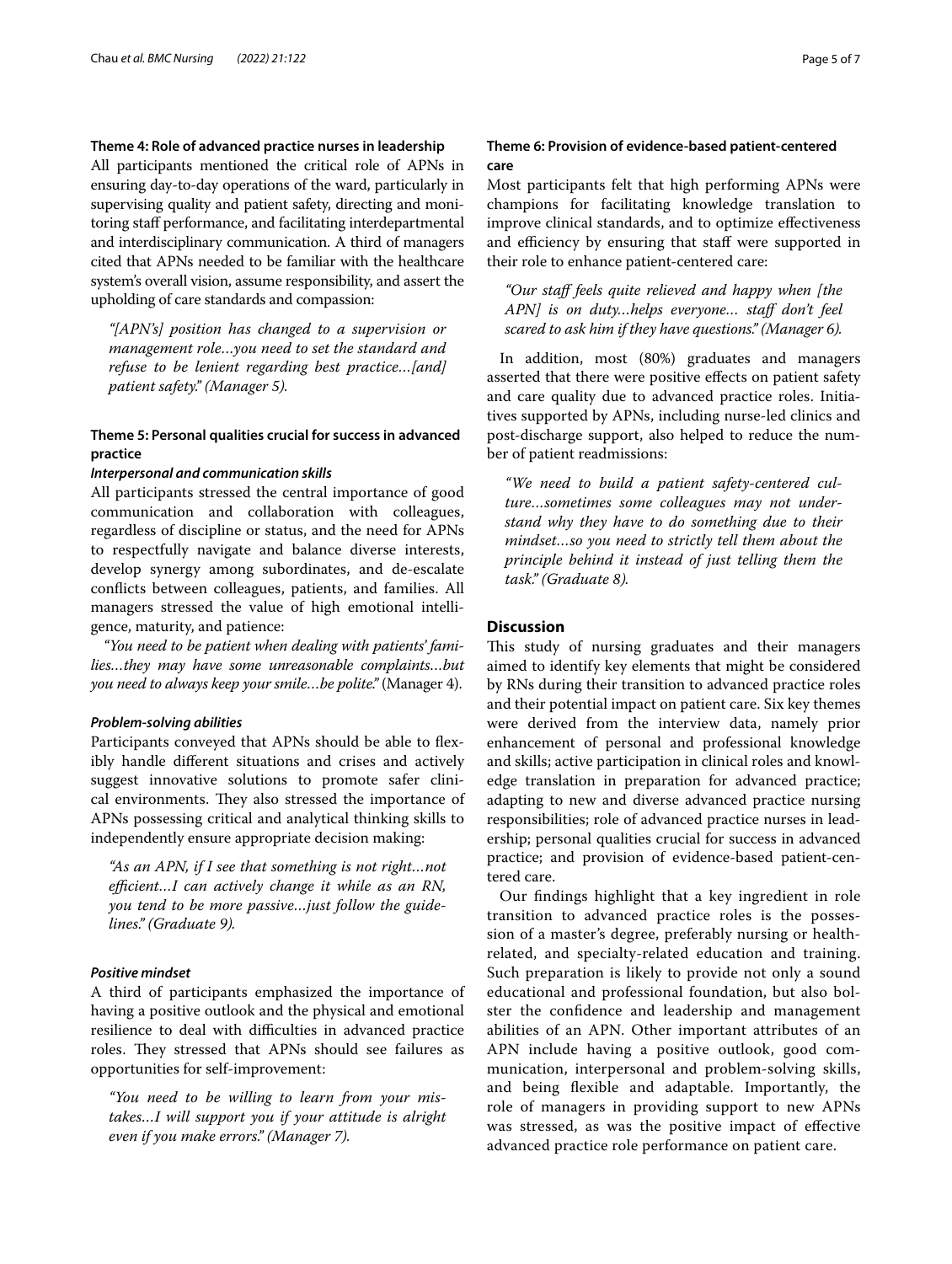### Theme 4: Role of advanced practice nurses in leadership

All participants mentioned the critical role of APNs in ensuring day-to-day operations of the ward, particularly in supervising quality and patient safety, directing and monitoring staff performance, and facilitating interdepartmental and interdisciplinary communication. A third of managers cited that APNs needed to be familiar with the healthcare system's overall vision, assume responsibility, and assert the upholding of care standards and compassion:

> *"[APN's] position has changed to a supervision or management role…you need to set the standard and refuse to be lenient regarding best practice…[and] patient safety." (Manager 5).*

### Theme 5: Personal qualities crucial for success in advanced practice

#### *Interpersonal and communication skills*

All participants stressed the central importance of good communication and collaboration with colleagues, regardless of discipline or status, and the need for APNs to respectfully navigate and balance diverse interests, develop synergy among subordinates, and de-escalate conflicts between colleagues, patients, and families. All managers stressed the value of high emotional intelligence, maturity, and patience:

*"You need to be patient when dealing with patients' families…they may have some unreasonable complaints…but you need to always keep your smile…be polite."* (Manager 4).

#### *Problem-solving abilities*

Participants conveyed that APNs should be able to flexibly handle different situations and crises and actively suggest innovative solutions to promote safer clinical environments. They also stressed the importance of APNs possessing critical and analytical thinking skills to independently ensure appropriate decision making:

> *"As an APN, if I see that something is not right…not efficient…I can actively change it while as an RN, you tend to be more passive…just follow the guidelines." (Graduate 9).*

#### *Positive mindset*

A third of participants emphasized the importance of having a positive outlook and the physical and emotional resilience to deal with difficulties in advanced practice roles. They stressed that APNs should see failures as opportunities for self-improvement:

> *"You need to be willing to learn from your mistakes…I will support you if your attitude is alright even if you make errors." (Manager 7).*

### Theme 6: Provision of evidence-based patient-centered care

Most participants felt that high performing APNs were champions for facilitating knowledge translation to improve clinical standards, and to optimize effectiveness and efficiency by ensuring that staff were supported in their role to enhance patient-centered care:

> *"Our staff feels quite relieved and happy when [the APN] is on duty…helps everyone… staff don't feel scared to ask him if they have questions." (Manager 6).*

In addition, most (80%) graduates and managers asserted that there were positive effects on patient safety and care quality due to advanced practice roles. Initiatives supported by APNs, including nurse-led clinics and post-discharge support, also helped to reduce the number of patient readmissions:

> *"We need to build a patient safety-centered culture…sometimes some colleagues may not understand why they have to do something due to their mindset…so you need to strictly tell them about the principle behind it instead of just telling them the task." (Graduate 8).*

## Discussion

This study of nursing graduates and their managers aimed to identify key elements that might be considered by RNs during their transition to advanced practice roles and their potential impact on patient care. Six key themes were derived from the interview data, namely prior enhancement of personal and professional knowledge and skills; active participation in clinical roles and knowledge translation in preparation for advanced practice; adapting to new and diverse advanced practice nursing responsibilities; role of advanced practice nurses in leadership; personal qualities crucial for success in advanced practice; and provision of evidence-based patient-centered care.

Our findings highlight that a key ingredient in role transition to advanced practice roles is the possession of a master's degree, preferably nursing or health-related, and specialty-related education and training. Such preparation is likely to provide not only a sound educational and professional foundation, but also bolster the confidence and leadership and management abilities of an APN. Other important attributes of an APN include having a positive outlook, good communication, interpersonal and problem-solving skills, and being flexible and adaptable. Importantly, the role of managers in providing support to new APNs was stressed, as was the positive impact of effective advanced practice role performance on patient care.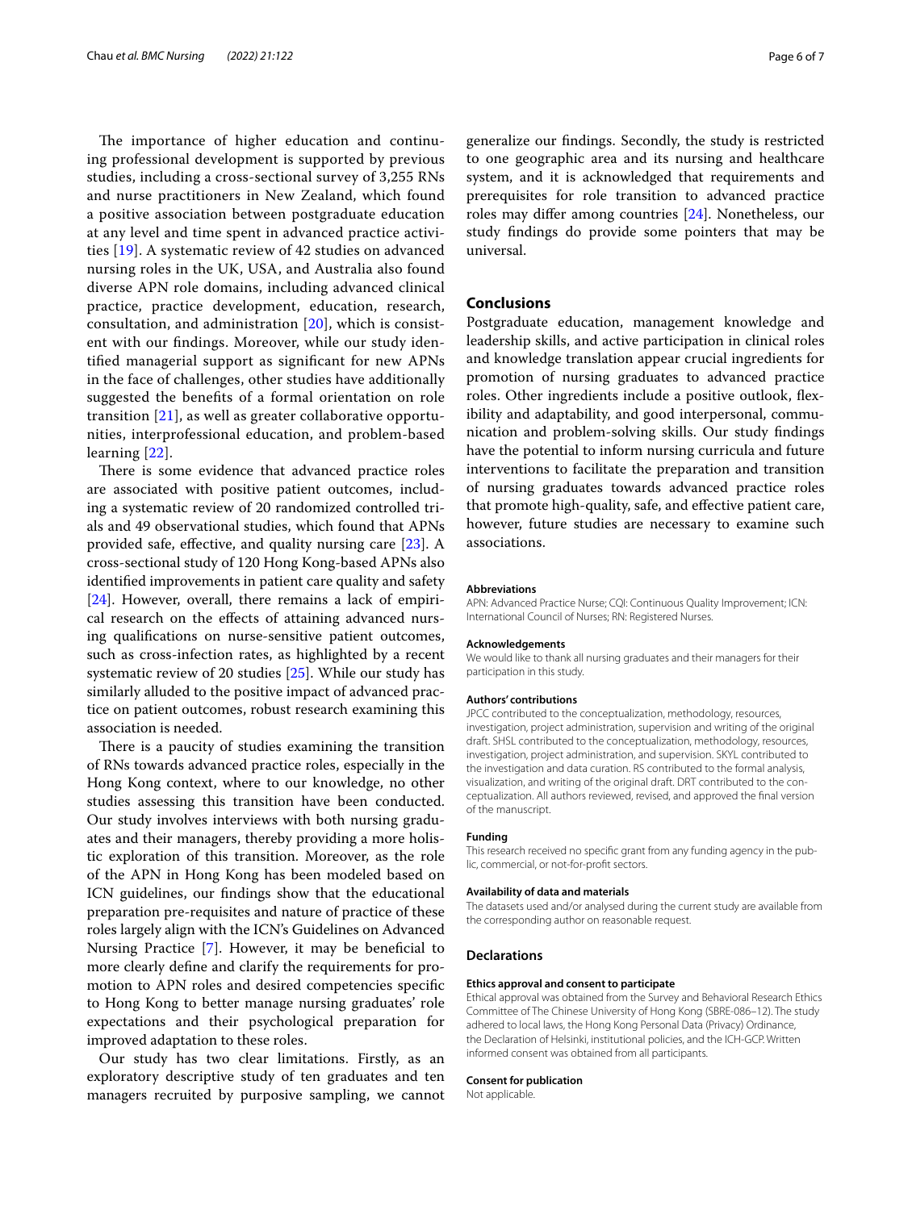The importance of higher education and continuing professional development is supported by previous studies, including a cross-sectional survey of 3,255 RNs and nurse practitioners in New Zealand, which found a positive association between postgraduate education at any level and time spent in advanced practice activities [19]. A systematic review of 42 studies on advanced nursing roles in the UK, USA, and Australia also found diverse APN role domains, including advanced clinical practice, practice development, education, research, consultation, and administration [20], which is consistent with our findings. Moreover, while our study identified managerial support as significant for new APNs in the face of challenges, other studies have additionally suggested the benefits of a formal orientation on role transition [21], as well as greater collaborative opportunities, interprofessional education, and problem-based learning [22].

There is some evidence that advanced practice roles are associated with positive patient outcomes, including a systematic review of 20 randomized controlled trials and 49 observational studies, which found that APNs provided safe, effective, and quality nursing care [23]. A cross-sectional study of 120 Hong Kong-based APNs also identified improvements in patient care quality and safety [24]. However, overall, there remains a lack of empirical research on the effects of attaining advanced nursing qualifications on nurse-sensitive patient outcomes, such as cross-infection rates, as highlighted by a recent systematic review of 20 studies [25]. While our study has similarly alluded to the positive impact of advanced practice on patient outcomes, robust research examining this association is needed.

There is a paucity of studies examining the transition of RNs towards advanced practice roles, especially in the Hong Kong context, where to our knowledge, no other studies assessing this transition have been conducted. Our study involves interviews with both nursing graduates and their managers, thereby providing a more holistic exploration of this transition. Moreover, as the role of the APN in Hong Kong has been modeled based on ICN guidelines, our findings show that the educational preparation pre-requisites and nature of practice of these roles largely align with the ICN's Guidelines on Advanced Nursing Practice [7]. However, it may be beneficial to more clearly define and clarify the requirements for promotion to APN roles and desired competencies specific to Hong Kong to better manage nursing graduates' role expectations and their psychological preparation for improved adaptation to these roles.

Our study has two clear limitations. Firstly, as an exploratory descriptive study of ten graduates and ten managers recruited by purposive sampling, we cannot generalize our findings. Secondly, the study is restricted to one geographic area and its nursing and healthcare system, and it is acknowledged that requirements and prerequisites for role transition to advanced practice roles may differ among countries [24]. Nonetheless, our study findings do provide some pointers that may be universal.

## Conclusions

Postgraduate education, management knowledge and leadership skills, and active participation in clinical roles and knowledge translation appear crucial ingredients for promotion of nursing graduates to advanced practice roles. Other ingredients include a positive outlook, flexibility and adaptability, and good interpersonal, communication and problem-solving skills. Our study findings have the potential to inform nursing curricula and future interventions to facilitate the preparation and transition of nursing graduates towards advanced practice roles that promote high-quality, safe, and effective patient care, however, future studies are necessary to examine such associations.

#### Abbreviations

APN: Advanced Practice Nurse; CQI: Continuous Quality Improvement; ICN: International Council of Nurses; RN: Registered Nurses.

#### Acknowledgements

We would like to thank all nursing graduates and their managers for their participation in this study.

#### Authors' contributions

JPCC contributed to the conceptualization, methodology, resources, investigation, project administration, supervision and writing of the original draft. SHSL contributed to the conceptualization, methodology, resources, investigation, project administration, and supervision. SKYL contributed to the investigation and data curation. RS contributed to the formal analysis, visualization, and writing of the original draft. DRT contributed to the conceptualization. All authors reviewed, revised, and approved the final version of the manuscript.

#### Funding

This research received no specific grant from any funding agency in the public, commercial, or not-for-profit sectors.

#### Availability of data and materials

The datasets used and/or analysed during the current study are available from the corresponding author on reasonable request.

## Declarations

#### Ethics approval and consent to participate

Ethical approval was obtained from the Survey and Behavioral Research Ethics Committee of The Chinese University of Hong Kong (SBRE-086–12). The study adhered to local laws, the Hong Kong Personal Data (Privacy) Ordinance, the Declaration of Helsinki, institutional policies, and the ICH-GCP. Written informed consent was obtained from all participants.

#### Consent for publication

Not applicable.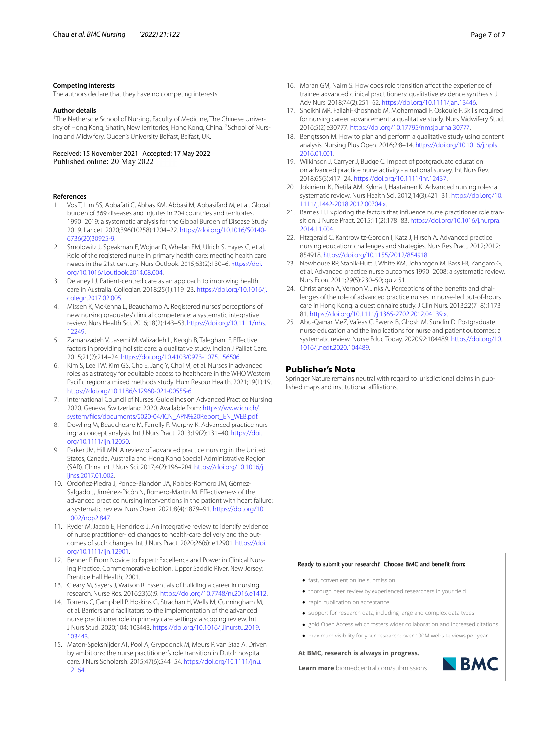### Competing interests

The authors declare that they have no competing interests.

### Author details

[1]The Nethersole School of Nursing, Faculty of Medicine, The Chinese University of Hong Kong, Shatin, New Territories, Hong Kong, China. [2]School of Nursing and Midwifery, Queen's University Belfast, Belfast, UK.

Received: 15 November 2021 Accepted: 17 May 2022
Published online: 20 May 2022

### References

1. Vos T, Lim SS, Abbafati C, Abbas KM, Abbasi M, Abbasifard M, et al. Global burden of 369 diseases and injuries in 204 countries and territories, 1990–2019: a systematic analysis for the Global Burden of Disease Study 2019. Lancet. 2020;396(10258):1204–22. https://doi.org/10.1016/S0140-6736(20)30925-9.
2. Smolowitz J, Speakman E, Wojnar D, Whelan EM, Ulrich S, Hayes C, et al. Role of the registered nurse in primary health care: meeting health care needs in the 21st century. Nurs Outlook. 2015;63(2):130–6. https://doi.org/10.1016/j.outlook.2014.08.004.
3. Delaney LJ. Patient-centred care as an approach to improving health care in Australia. Collegian. 2018;25(1):119–23. https://doi.org/10.1016/j.colegn.2017.02.005.
4. Missen K, McKenna L, Beauchamp A. Registered nurses' perceptions of new nursing graduates' clinical competence: a systematic integrative review. Nurs Health Sci. 2016;18(2):143–53. https://doi.org/10.1111/nhs.12249.
5. Zamanzadeh V, Jasemi M, Valizadeh L, Keogh B, Taleghani F. Effective factors in providing holistic care: a qualitative study. Indian J Palliat Care. 2015;21(2):214–24. https://doi.org/10.4103/0973-1075.156506.
6. Kim S, Lee TW, Kim GS, Cho E, Jang Y, Choi M, et al. Nurses in advanced roles as a strategy for equitable access to healthcare in the WHO Western Pacific region: a mixed methods study. Hum Resour Health. 2021;19(1):19. https://doi.org/10.1186/s12960-021-00555-6.
7. International Council of Nurses. Guidelines on Advanced Practice Nursing 2020. Geneva. Switzerland: 2020. Available from: https://www.icn.ch/system/files/documents/2020-04/ICN_APN%20Report_EN_WEB.pdf.
8. Dowling M, Beauchesne M, Farrelly F, Murphy K. Advanced practice nursing: a concept analysis. Int J Nurs Pract. 2013;19(2):131–40. https://doi.org/10.1111/ijn.12050.
9. Parker JM, Hill MN. A review of advanced practice nursing in the United States, Canada, Australia and Hong Kong Special Administrative Region (SAR). China Int J Nurs Sci. 2017;4(2):196–204. https://doi.org/10.1016/j.ijnss.2017.01.002.
10. Ordóñez-Piedra J, Ponce-Blandón JA, Robles-Romero JM, Gómez-Salgado J, Jiménez-Picón N, Romero-Martín M. Effectiveness of the advanced practice nursing interventions in the patient with heart failure: a systematic review. Nurs Open. 2021;8(4):1879–91. https://doi.org/10.1002/nop2.847.
11. Ryder M, Jacob E, Hendricks J. An integrative review to identify evidence of nurse practitioner-led changes to health-care delivery and the outcomes of such changes. Int J Nurs Pract. 2020;26(6): e12901. https://doi.org/10.1111/ijn.12901.
12. Benner P. From Novice to Expert: Excellence and Power in Clinical Nursing Practice, Commemorative Edition. Upper Saddle River, New Jersey: Prentice Hall Health; 2001.
13. Cleary M, Sayers J, Watson R. Essentials of building a career in nursing research. Nurse Res. 2016;23(6):9. https://doi.org/10.7748/nr.2016.e1412.
14. Torrens C, Campbell P, Hoskins G, Strachan H, Wells M, Cunningham M, et al. Barriers and facilitators to the implementation of the advanced nurse practitioner role in primary care settings: a scoping review. Int J Nurs Stud. 2020;104: 103443. https://doi.org/10.1016/j.ijnurstu.2019.103443.
15. Maten-Speksnijder AT, Pool A, Grypdonck M, Meurs P, van Staa A. Driven by ambitions: the nurse practitioner's role transition in Dutch hospital care. J Nurs Scholarsh. 2015;47(6):544–54. https://doi.org/10.1111/jnu.12164.
16. Moran GM, Nairn S. How does role transition affect the experience of trainee advanced clinical practitioners: qualitative evidence synthesis. J Adv Nurs. 2018;74(2):251–62. https://doi.org/10.1111/jan.13446.
17. Sheikhi MR, Fallahi-Khoshnab M, Mohammadi F, Oskouie F. Skills required for nursing career advancement: a qualitative study. Nurs Midwifery Stud. 2016;5(2):e30777. https://doi.org/10.17795/nmsjournal30777.
18. Bengtsson M. How to plan and perform a qualitative study using content analysis. Nursing Plus Open. 2016;2:8–14. https://doi.org/10.1016/j.npls.2016.01.001.
19. Wilkinson J, Carryer J, Budge C. Impact of postgraduate education on advanced practice nurse activity - a national survey. Int Nurs Rev. 2018;65(3):417–24. https://doi.org/10.1111/inr.12437.
20. Jokiniemi K, Pietilä AM, Kylmä J, Haatainen K. Advanced nursing roles: a systematic review. Nurs Health Sci. 2012;14(3):421–31. https://doi.org/10.1111/j.1442-2018.2012.00704.x.
21. Barnes H. Exploring the factors that influence nurse practitioner role transition. J Nurse Pract. 2015;11(2):178–83. https://doi.org/10.1016/j.nurpra.2014.11.004.
22. Fitzgerald C, Kantrowitz-Gordon I, Katz J, Hirsch A. Advanced practice nursing education: challenges and strategies. Nurs Res Pract. 2012;2012: 854918. https://doi.org/10.1155/2012/854918.
23. Newhouse RP, Stanik-Hutt J, White KM, Johantgen M, Bass EB, Zangaro G, et al. Advanced practice nurse outcomes 1990–2008: a systematic review. Nurs Econ. 2011;29(5):230–50; quiz 51.
24. Christiansen A, Vernon V, Jinks A. Perceptions of the benefits and challenges of the role of advanced practice nurses in nurse-led out-of-hours care in Hong Kong: a questionnaire study. J Clin Nurs. 2013;22(7–8):1173–81. https://doi.org/10.1111/j.1365-2702.2012.04139.x.
25. Abu-Qamar MeZ, Vafeas C, Ewens B, Ghosh M, Sundin D. Postgraduate nurse education and the implications for nurse and patient outcomes: a systematic review. Nurse Educ Today. 2020;92:104489. https://doi.org/10.1016/j.nedt.2020.104489.

## Publisher's Note

Springer Nature remains neutral with regard to jurisdictional claims in published maps and institutional affiliations.

Ready to submit your research? Choose BMC and benefit from:

- fast, convenient online submission
- thorough peer review by experienced researchers in your field
- rapid publication on acceptance
- support for research data, including large and complex data types
- gold Open Access which fosters wider collaboration and increased citations
- maximum visibility for your research: over 100M website views per year

**At BMC, research is always in progress.**

**Learn more** biomedcentral.com/submissions

BMC